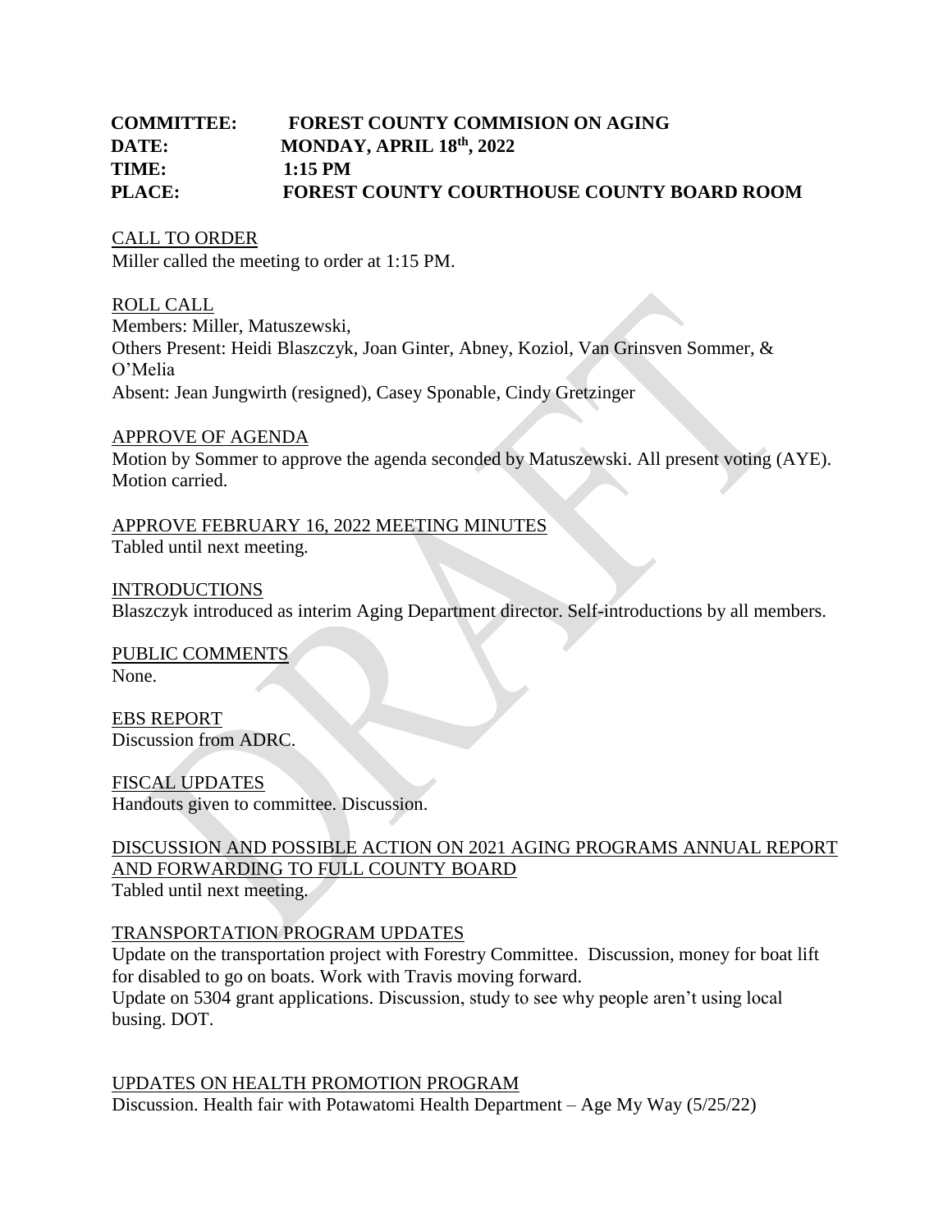**COMMITTEE: FOREST COUNTY COMMISION ON AGING**
**DATE: MONDAY, APRIL 18th, 2022**
**TIME: 1:15 PM**
**PLACE: FOREST COUNTY COURTHOUSE COUNTY BOARD ROOM**

CALL TO ORDER
Miller called the meeting to order at 1:15 PM.

ROLL CALL
Members: Miller, Matuszewski,
Others Present: Heidi Blaszczyk, Joan Ginter, Abney, Koziol, Van Grinsven Sommer, & O'Melia
Absent: Jean Jungwirth (resigned), Casey Sponable, Cindy Gretzinger

APPROVE OF AGENDA
Motion by Sommer to approve the agenda seconded by Matuszewski. All present voting (AYE). Motion carried.

APPROVE FEBRUARY 16, 2022 MEETING MINUTES
Tabled until next meeting.

INTRODUCTIONS
Blaszczyk introduced as interim Aging Department director. Self-introductions by all members.

PUBLIC COMMENTS
None.

EBS REPORT
Discussion from ADRC.

FISCAL UPDATES
Handouts given to committee. Discussion.

DISCUSSION AND POSSIBLE ACTION ON 2021 AGING PROGRAMS ANNUAL REPORT AND FORWARDING TO FULL COUNTY BOARD
Tabled until next meeting.

TRANSPORTATION PROGRAM UPDATES
Update on the transportation project with Forestry Committee. Discussion, money for boat lift for disabled to go on boats. Work with Travis moving forward.
Update on 5304 grant applications. Discussion, study to see why people aren't using local busing. DOT.

UPDATES ON HEALTH PROMOTION PROGRAM
Discussion. Health fair with Potawatomi Health Department – Age My Way (5/25/22)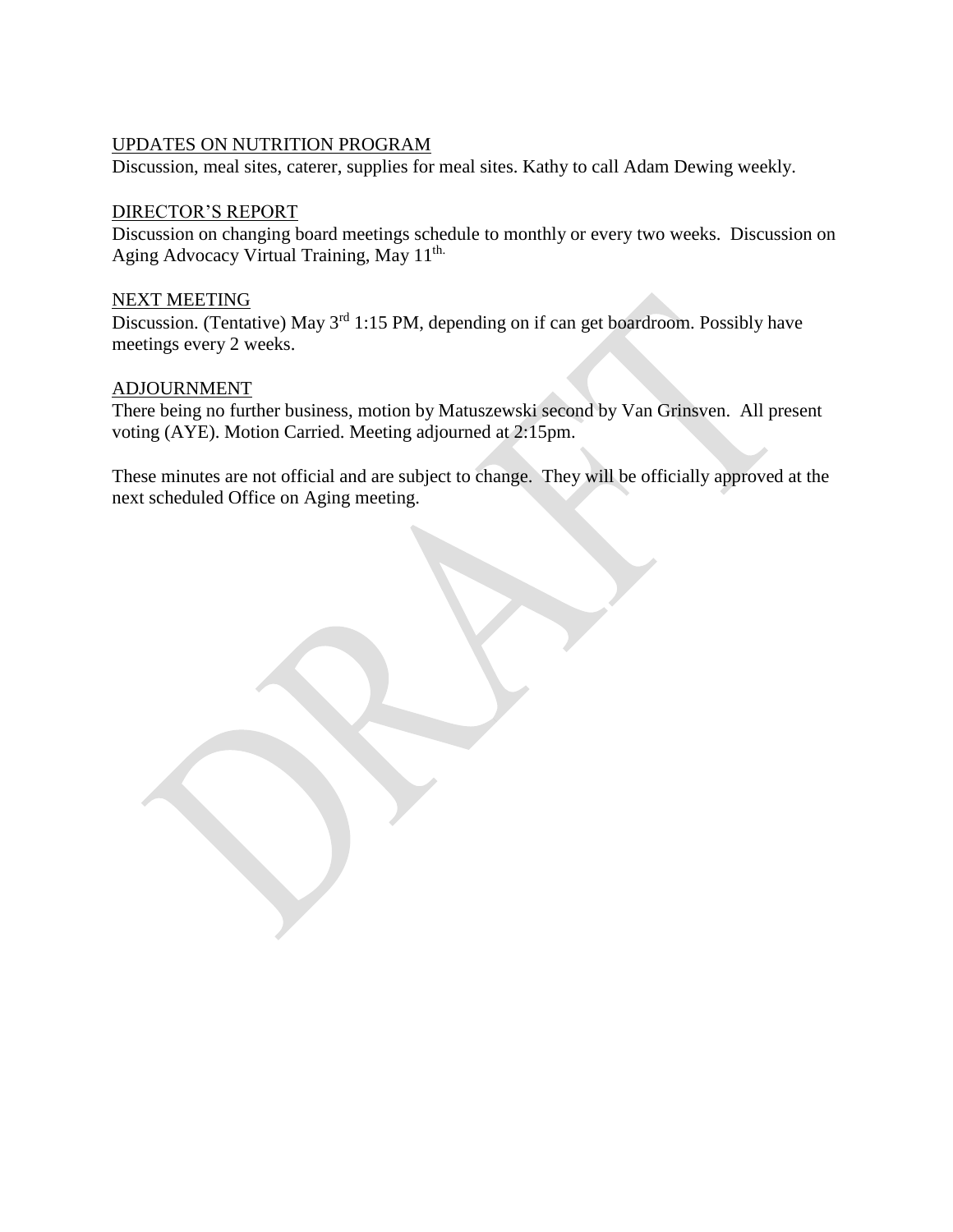UPDATES ON NUTRITION PROGRAM

Discussion, meal sites, caterer, supplies for meal sites. Kathy to call Adam Dewing weekly.

DIRECTOR'S REPORT

Discussion on changing board meetings schedule to monthly or every two weeks. Discussion on Aging Advocacy Virtual Training, May 11th.

NEXT MEETING

Discussion. (Tentative) May 3rd 1:15 PM, depending on if can get boardroom. Possibly have meetings every 2 weeks.

ADJOURNMENT

There being no further business, motion by Matuszewski second by Van Grinsven. All present voting (AYE). Motion Carried. Meeting adjourned at 2:15pm.

These minutes are not official and are subject to change. They will be officially approved at the next scheduled Office on Aging meeting.

DRAFT